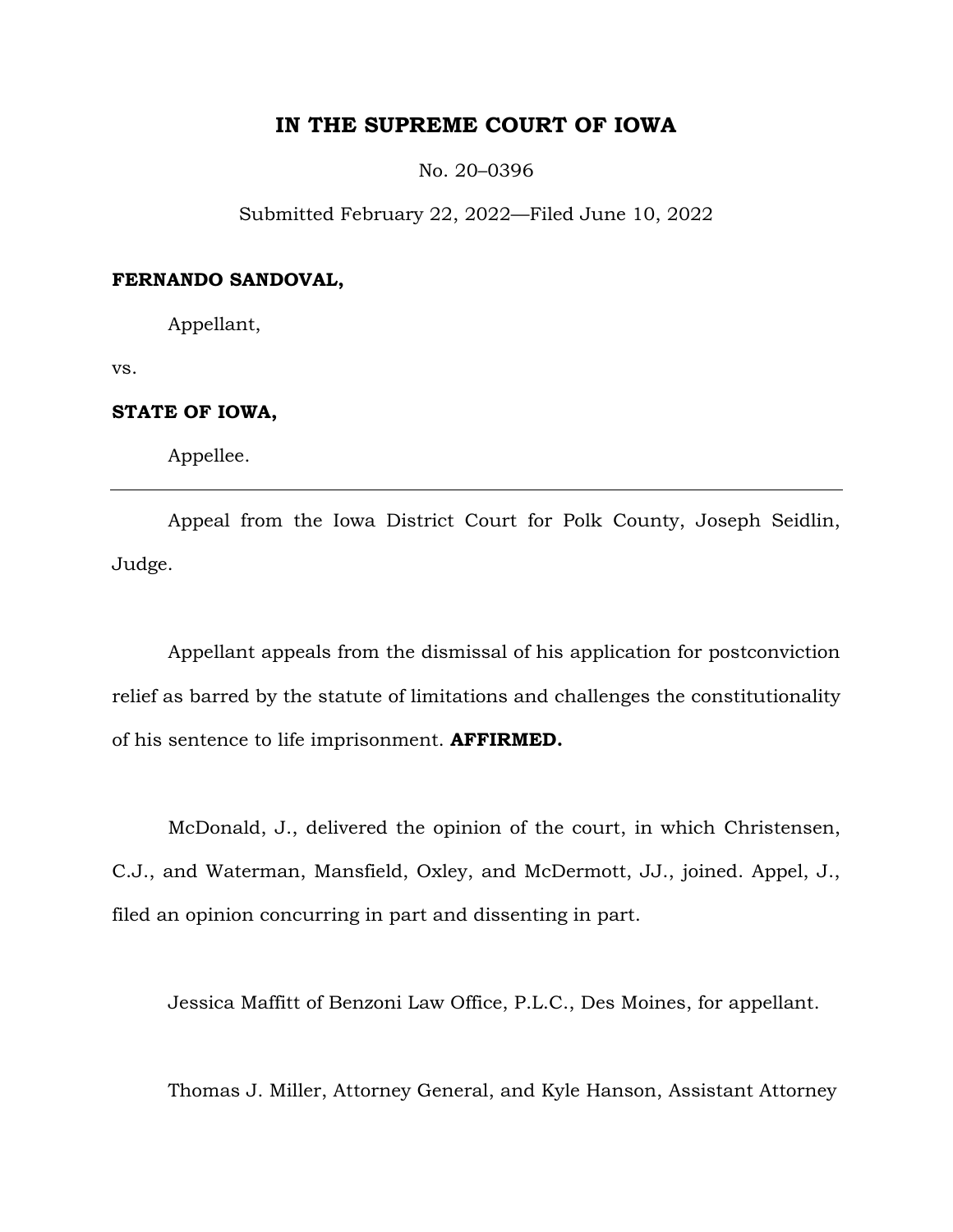# IN THE SUPREME COURT OF IOWA

No. 20–0396

Submitted February 22, 2022—Filed June 10, 2022

**FERNANDO SANDOVAL,**

Appellant,

vs.

**STATE OF IOWA,**

Appellee.

---

Appeal from the Iowa District Court for Polk County, Joseph Seidlin, Judge.

Appellant appeals from the dismissal of his application for postconviction relief as barred by the statute of limitations and challenges the constitutionality of his sentence to life imprisonment. **AFFIRMED.**

McDonald, J., delivered the opinion of the court, in which Christensen, C.J., and Waterman, Mansfield, Oxley, and McDermott, JJ., joined. Appel, J., filed an opinion concurring in part and dissenting in part.

Jessica Maffitt of Benzoni Law Office, P.L.C., Des Moines, for appellant.

Thomas J. Miller, Attorney General, and Kyle Hanson, Assistant Attorney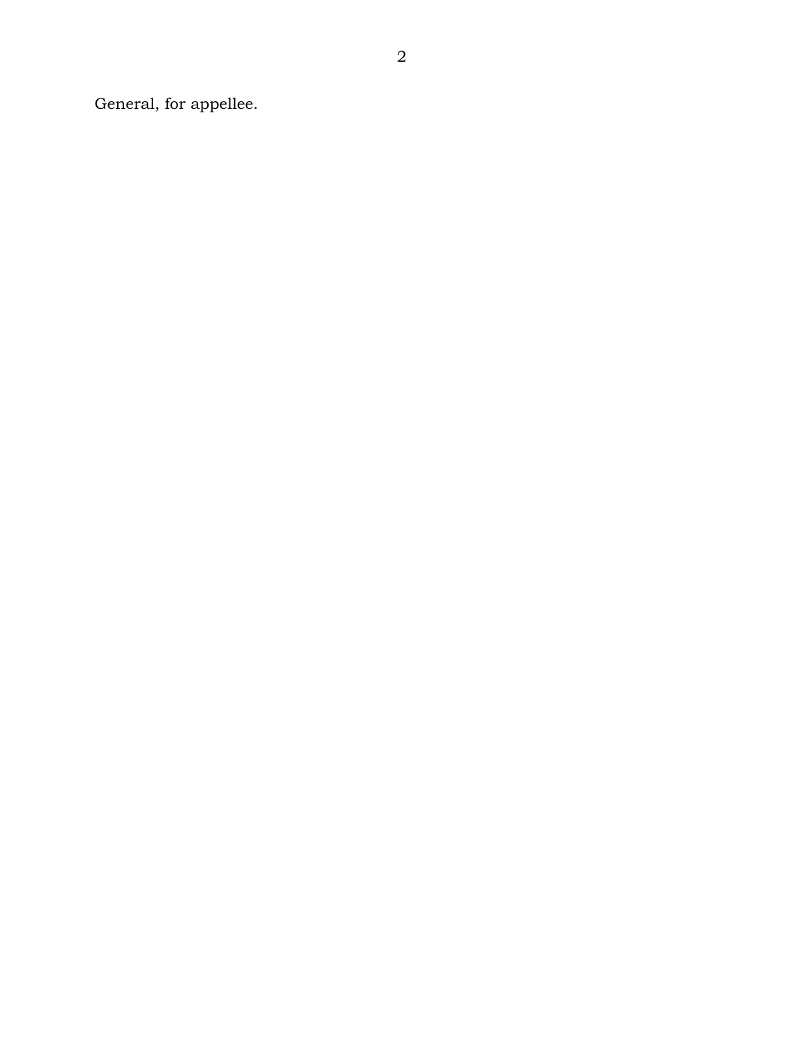General, for appellee.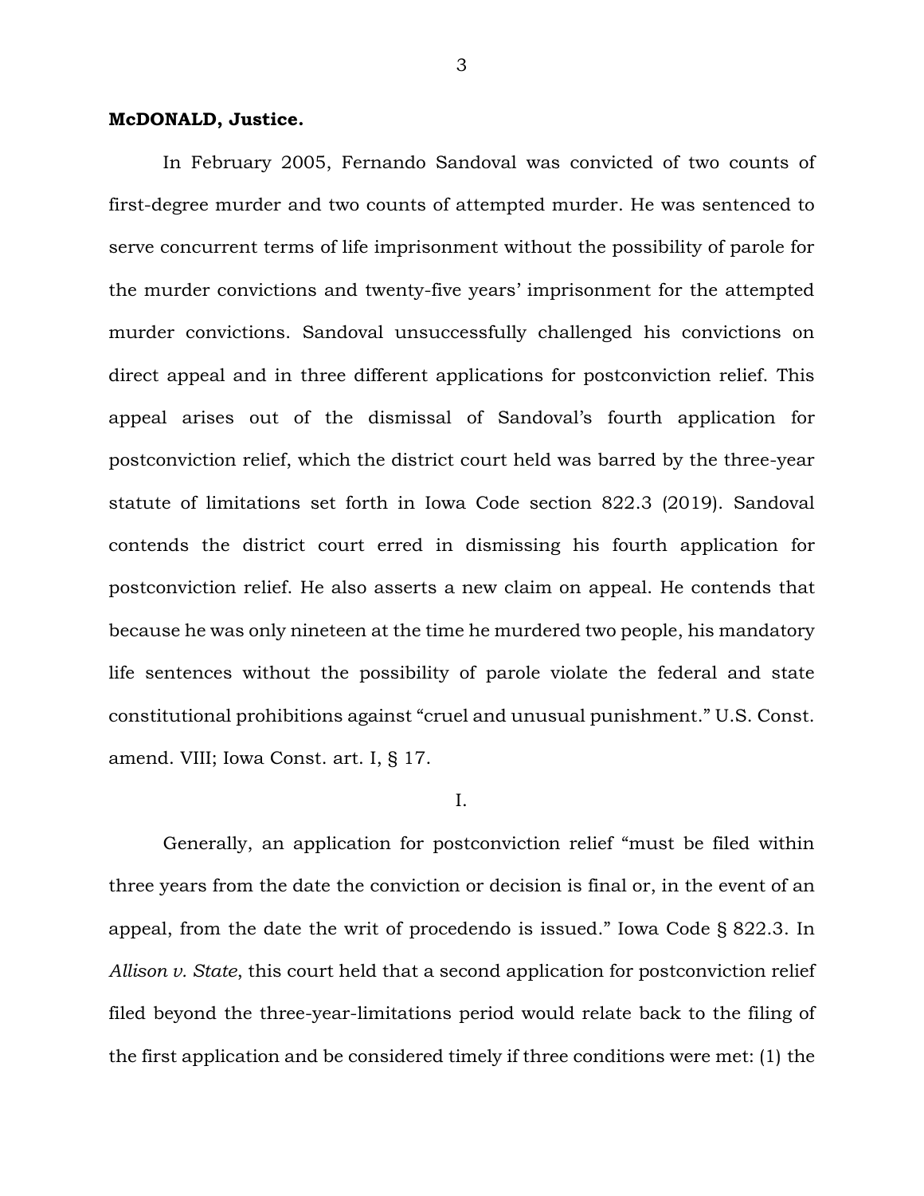**McDONALD, Justice.**

In February 2005, Fernando Sandoval was convicted of two counts of first-degree murder and two counts of attempted murder. He was sentenced to serve concurrent terms of life imprisonment without the possibility of parole for the murder convictions and twenty-five years' imprisonment for the attempted murder convictions. Sandoval unsuccessfully challenged his convictions on direct appeal and in three different applications for postconviction relief. This appeal arises out of the dismissal of Sandoval's fourth application for postconviction relief, which the district court held was barred by the three-year statute of limitations set forth in Iowa Code section 822.3 (2019). Sandoval contends the district court erred in dismissing his fourth application for postconviction relief. He also asserts a new claim on appeal. He contends that because he was only nineteen at the time he murdered two people, his mandatory life sentences without the possibility of parole violate the federal and state constitutional prohibitions against "cruel and unusual punishment." U.S. Const. amend. VIII; Iowa Const. art. I, § 17.

I.

Generally, an application for postconviction relief "must be filed within three years from the date the conviction or decision is final or, in the event of an appeal, from the date the writ of procedendo is issued." Iowa Code § 822.3. In *Allison v. State*, this court held that a second application for postconviction relief filed beyond the three-year-limitations period would relate back to the filing of the first application and be considered timely if three conditions were met: (1) the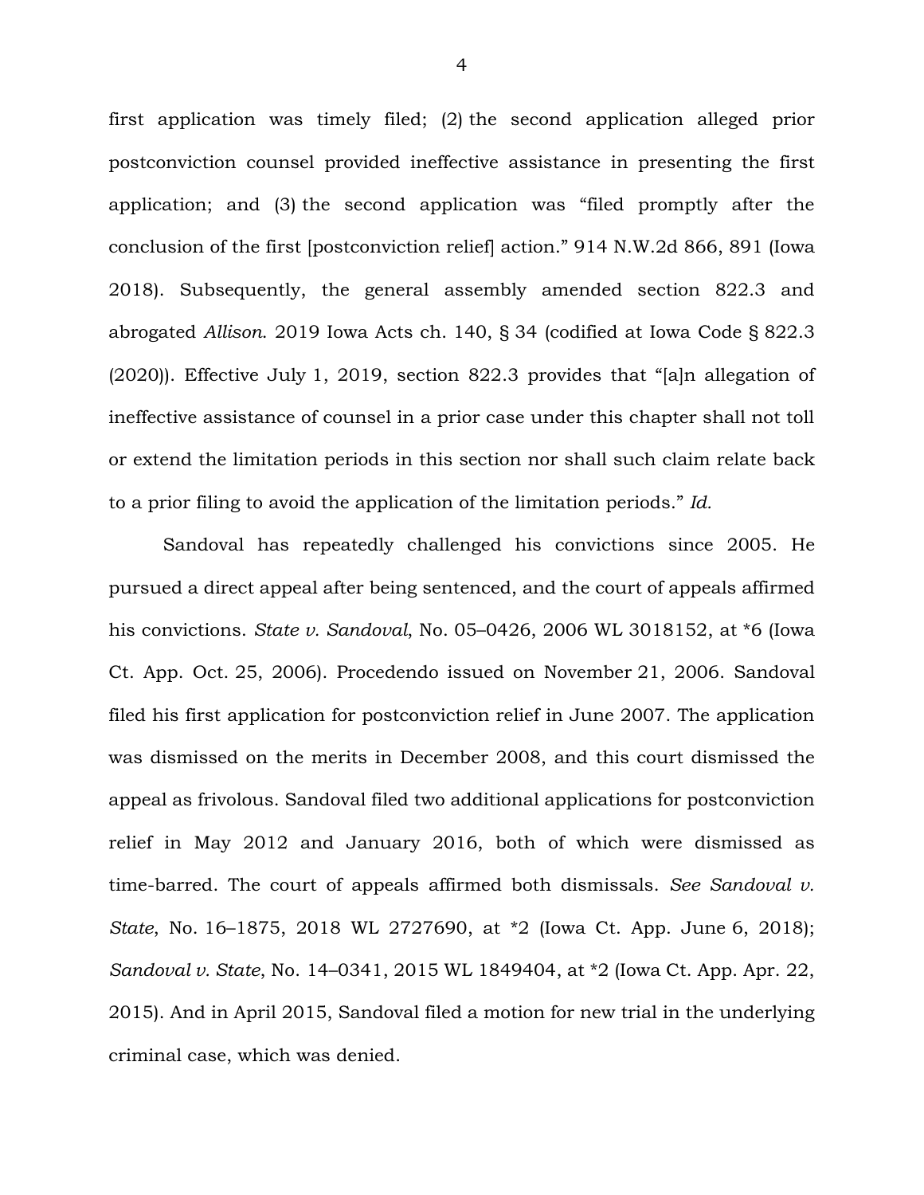first application was timely filed; (2) the second application alleged prior postconviction counsel provided ineffective assistance in presenting the first application; and (3) the second application was "filed promptly after the conclusion of the first [postconviction relief] action." 914 N.W.2d 866, 891 (Iowa 2018). Subsequently, the general assembly amended section 822.3 and abrogated *Allison*. 2019 Iowa Acts ch. 140, § 34 (codified at Iowa Code § 822.3 (2020)). Effective July 1, 2019, section 822.3 provides that "[a]n allegation of ineffective assistance of counsel in a prior case under this chapter shall not toll or extend the limitation periods in this section nor shall such claim relate back to a prior filing to avoid the application of the limitation periods." *Id.*

Sandoval has repeatedly challenged his convictions since 2005. He pursued a direct appeal after being sentenced, and the court of appeals affirmed his convictions. *State v. Sandoval*, No. 05–0426, 2006 WL 3018152, at *6 (Iowa Ct. App. Oct. 25, 2006). Procedendo issued on November 21, 2006. Sandoval filed his first application for postconviction relief in June 2007. The application was dismissed on the merits in December 2008, and this court dismissed the appeal as frivolous. Sandoval filed two additional applications for postconviction relief in May 2012 and January 2016, both of which were dismissed as time-barred. The court of appeals affirmed both dismissals. *See Sandoval v. State*, No. 16–1875, 2018 WL 2727690, at *2 (Iowa Ct. App. June 6, 2018); *Sandoval v. State*, No. 14–0341, 2015 WL 1849404, at *2 (Iowa Ct. App. Apr. 22, 2015). And in April 2015, Sandoval filed a motion for new trial in the underlying criminal case, which was denied.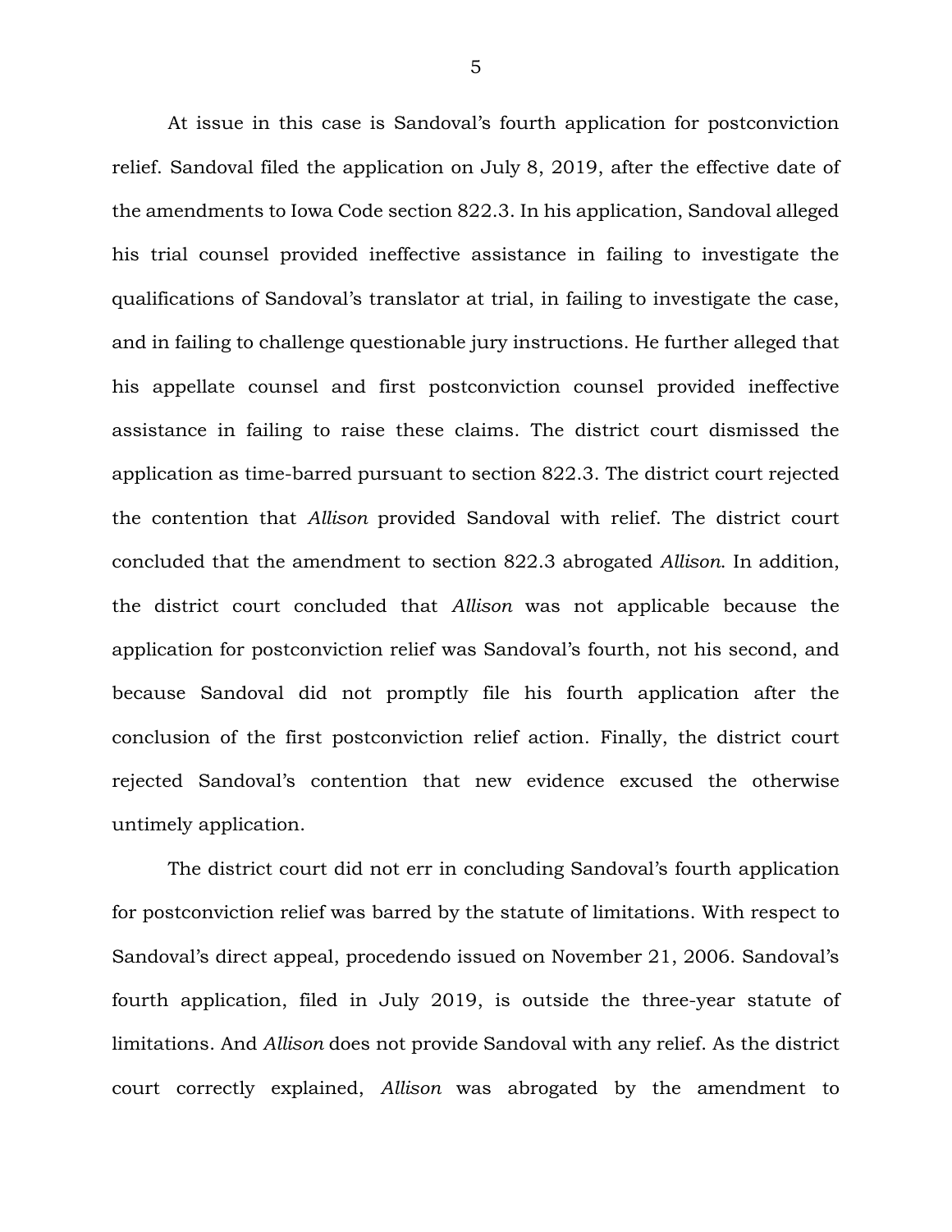At issue in this case is Sandoval's fourth application for postconviction relief. Sandoval filed the application on July 8, 2019, after the effective date of the amendments to Iowa Code section 822.3. In his application, Sandoval alleged his trial counsel provided ineffective assistance in failing to investigate the qualifications of Sandoval's translator at trial, in failing to investigate the case, and in failing to challenge questionable jury instructions. He further alleged that his appellate counsel and first postconviction counsel provided ineffective assistance in failing to raise these claims. The district court dismissed the application as time-barred pursuant to section 822.3. The district court rejected the contention that *Allison* provided Sandoval with relief. The district court concluded that the amendment to section 822.3 abrogated *Allison*. In addition, the district court concluded that *Allison* was not applicable because the application for postconviction relief was Sandoval's fourth, not his second, and because Sandoval did not promptly file his fourth application after the conclusion of the first postconviction relief action. Finally, the district court rejected Sandoval's contention that new evidence excused the otherwise untimely application.

The district court did not err in concluding Sandoval's fourth application for postconviction relief was barred by the statute of limitations. With respect to Sandoval's direct appeal, procedendo issued on November 21, 2006. Sandoval's fourth application, filed in July 2019, is outside the three-year statute of limitations. And *Allison* does not provide Sandoval with any relief. As the district court correctly explained, *Allison* was abrogated by the amendment to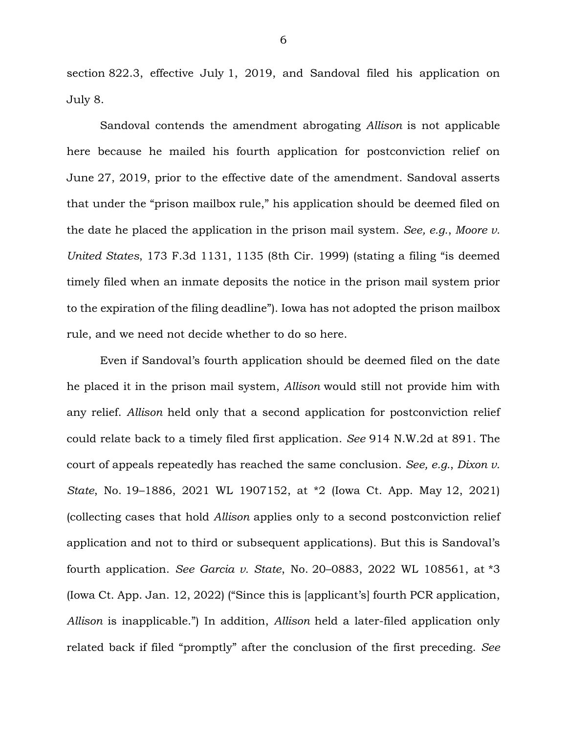section 822.3, effective July 1, 2019, and Sandoval filed his application on July 8.

Sandoval contends the amendment abrogating *Allison* is not applicable here because he mailed his fourth application for postconviction relief on June 27, 2019, prior to the effective date of the amendment. Sandoval asserts that under the "prison mailbox rule," his application should be deemed filed on the date he placed the application in the prison mail system. *See, e.g.*, *Moore v. United States*, 173 F.3d 1131, 1135 (8th Cir. 1999) (stating a filing "is deemed timely filed when an inmate deposits the notice in the prison mail system prior to the expiration of the filing deadline"). Iowa has not adopted the prison mailbox rule, and we need not decide whether to do so here.

Even if Sandoval's fourth application should be deemed filed on the date he placed it in the prison mail system, *Allison* would still not provide him with any relief. *Allison* held only that a second application for postconviction relief could relate back to a timely filed first application. *See* 914 N.W.2d at 891. The court of appeals repeatedly has reached the same conclusion. *See, e.g.*, *Dixon v. State*, No. 19–1886, 2021 WL 1907152, at *2 (Iowa Ct. App. May 12, 2021) (collecting cases that hold *Allison* applies only to a second postconviction relief application and not to third or subsequent applications). But this is Sandoval's fourth application. *See Garcia v. State*, No. 20–0883, 2022 WL 108561, at *3 (Iowa Ct. App. Jan. 12, 2022) ("Since this is [applicant's] fourth PCR application, *Allison* is inapplicable.") In addition, *Allison* held a later-filed application only related back if filed "promptly" after the conclusion of the first preceding. *See*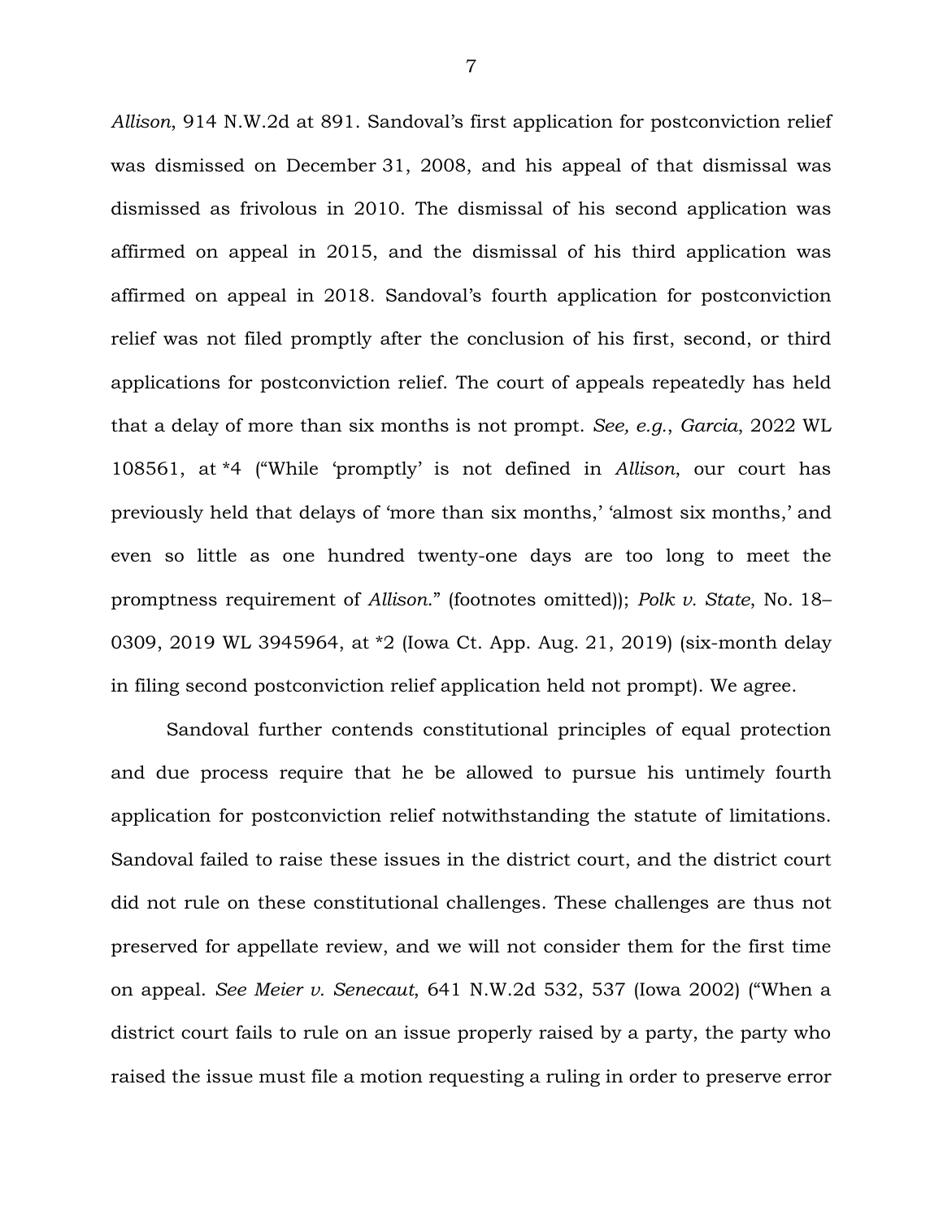*Allison*, 914 N.W.2d at 891. Sandoval's first application for postconviction relief was dismissed on December 31, 2008, and his appeal of that dismissal was dismissed as frivolous in 2010. The dismissal of his second application was affirmed on appeal in 2015, and the dismissal of his third application was affirmed on appeal in 2018. Sandoval's fourth application for postconviction relief was not filed promptly after the conclusion of his first, second, or third applications for postconviction relief. The court of appeals repeatedly has held that a delay of more than six months is not prompt. *See, e.g.*, *Garcia*, 2022 WL 108561, at *4 ("While 'promptly' is not defined in *Allison*, our court has previously held that delays of 'more than six months,' 'almost six months,' and even so little as one hundred twenty-one days are too long to meet the promptness requirement of *Allison*." (footnotes omitted)); *Polk v. State*, No. 18–0309, 2019 WL 3945964, at *2 (Iowa Ct. App. Aug. 21, 2019) (six-month delay in filing second postconviction relief application held not prompt). We agree.

Sandoval further contends constitutional principles of equal protection and due process require that he be allowed to pursue his untimely fourth application for postconviction relief notwithstanding the statute of limitations. Sandoval failed to raise these issues in the district court, and the district court did not rule on these constitutional challenges. These challenges are thus not preserved for appellate review, and we will not consider them for the first time on appeal. *See Meier v. Senecaut*, 641 N.W.2d 532, 537 (Iowa 2002) ("When a district court fails to rule on an issue properly raised by a party, the party who raised the issue must file a motion requesting a ruling in order to preserve error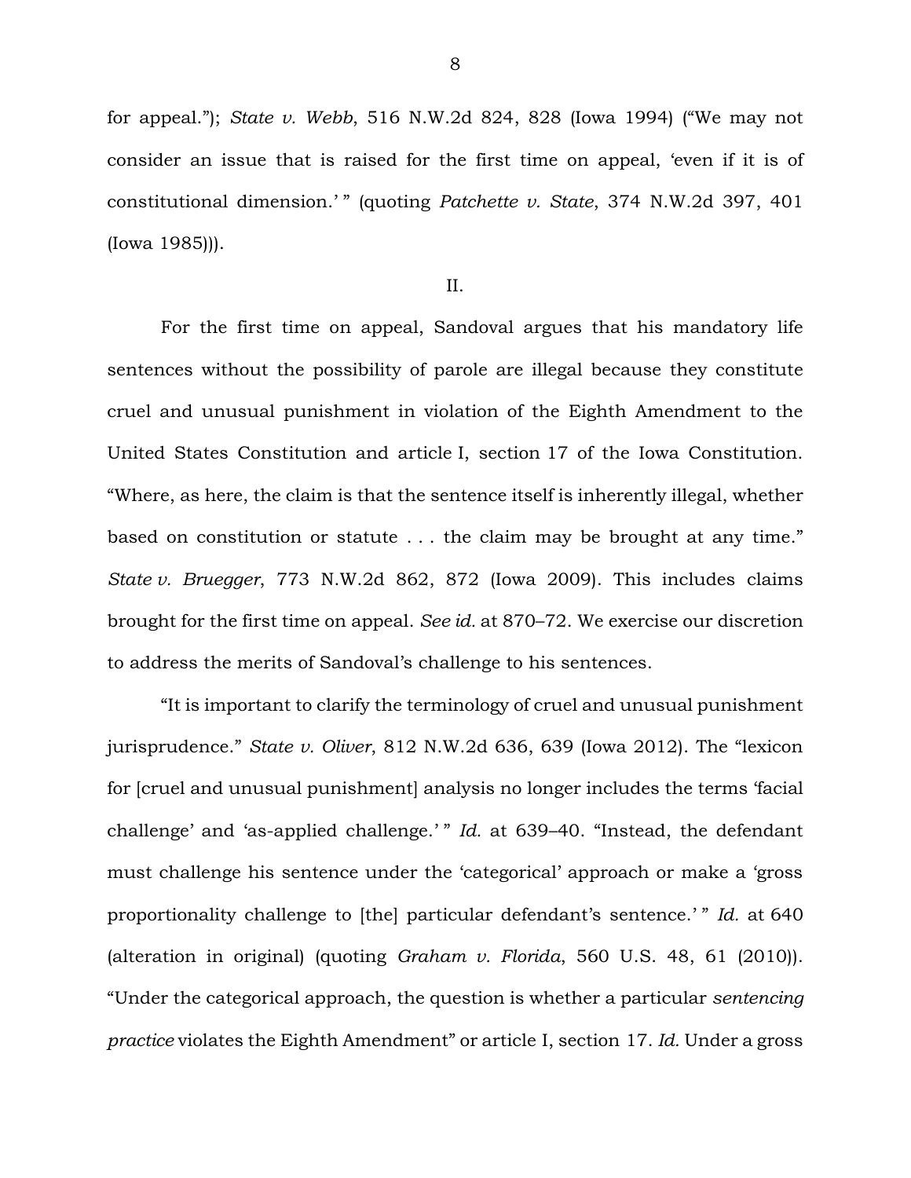for appeal."); *State v. Webb*, 516 N.W.2d 824, 828 (Iowa 1994) ("We may not consider an issue that is raised for the first time on appeal, 'even if it is of constitutional dimension.' " (quoting *Patchette v. State*, 374 N.W.2d 397, 401 (Iowa 1985))).

II.

For the first time on appeal, Sandoval argues that his mandatory life sentences without the possibility of parole are illegal because they constitute cruel and unusual punishment in violation of the Eighth Amendment to the United States Constitution and article I, section 17 of the Iowa Constitution. "Where, as here, the claim is that the sentence itself is inherently illegal, whether based on constitution or statute . . . the claim may be brought at any time." *State v. Bruegger*, 773 N.W.2d 862, 872 (Iowa 2009). This includes claims brought for the first time on appeal. *See id.* at 870–72. We exercise our discretion to address the merits of Sandoval's challenge to his sentences.

"It is important to clarify the terminology of cruel and unusual punishment jurisprudence." *State v. Oliver*, 812 N.W.2d 636, 639 (Iowa 2012). The "lexicon for [cruel and unusual punishment] analysis no longer includes the terms 'facial challenge' and 'as-applied challenge.' " *Id.* at 639–40. "Instead, the defendant must challenge his sentence under the 'categorical' approach or make a 'gross proportionality challenge to [the] particular defendant's sentence.' " *Id.* at 640 (alteration in original) (quoting *Graham v. Florida*, 560 U.S. 48, 61 (2010)). "Under the categorical approach, the question is whether a particular *sentencing practice* violates the Eighth Amendment" or article I, section 17. *Id.* Under a gross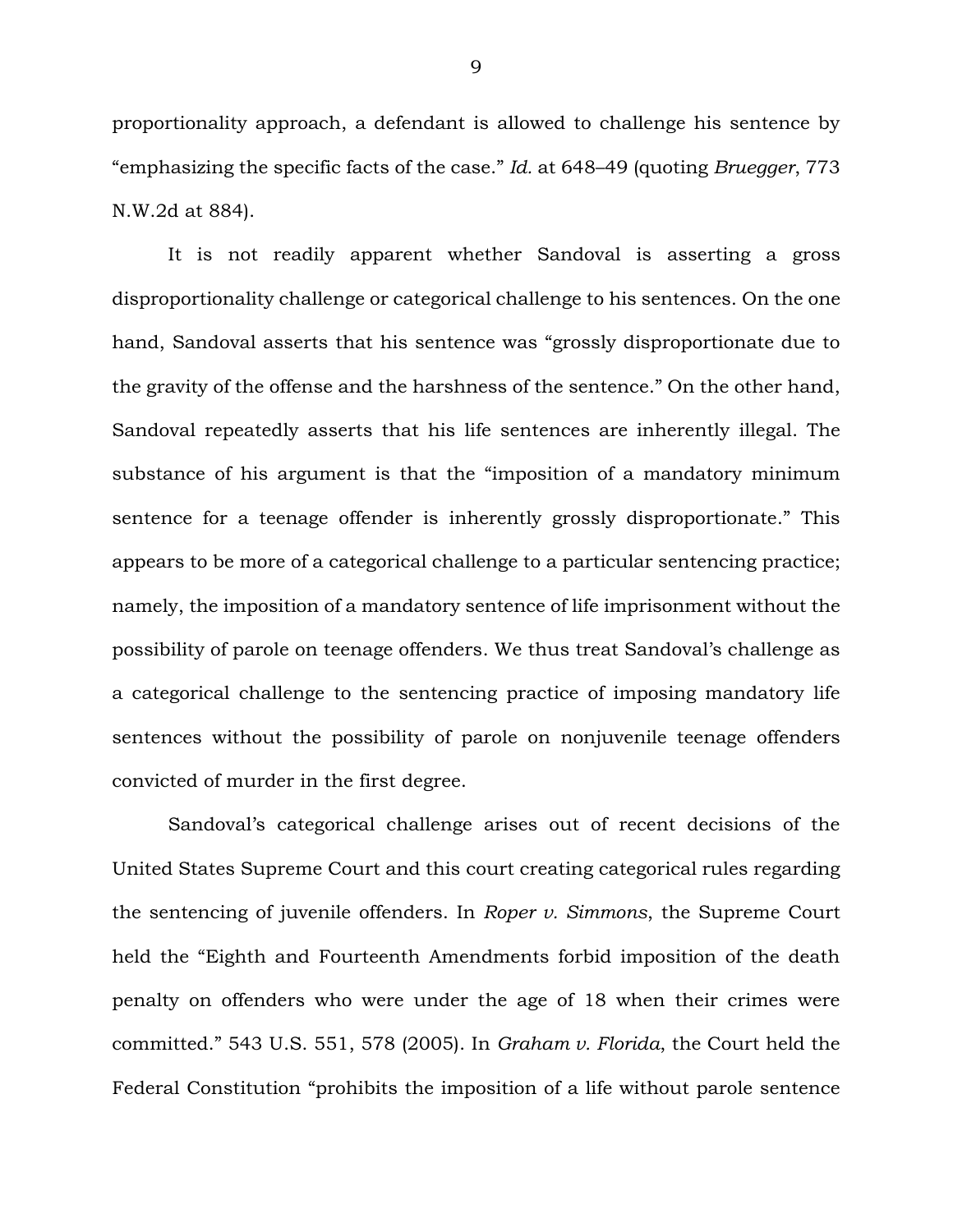proportionality approach, a defendant is allowed to challenge his sentence by "emphasizing the specific facts of the case." *Id.* at 648–49 (quoting *Bruegger*, 773 N.W.2d at 884).

It is not readily apparent whether Sandoval is asserting a gross disproportionality challenge or categorical challenge to his sentences. On the one hand, Sandoval asserts that his sentence was "grossly disproportionate due to the gravity of the offense and the harshness of the sentence." On the other hand, Sandoval repeatedly asserts that his life sentences are inherently illegal. The substance of his argument is that the "imposition of a mandatory minimum sentence for a teenage offender is inherently grossly disproportionate." This appears to be more of a categorical challenge to a particular sentencing practice; namely, the imposition of a mandatory sentence of life imprisonment without the possibility of parole on teenage offenders. We thus treat Sandoval's challenge as a categorical challenge to the sentencing practice of imposing mandatory life sentences without the possibility of parole on nonjuvenile teenage offenders convicted of murder in the first degree.

Sandoval's categorical challenge arises out of recent decisions of the United States Supreme Court and this court creating categorical rules regarding the sentencing of juvenile offenders. In *Roper v. Simmons*, the Supreme Court held the "Eighth and Fourteenth Amendments forbid imposition of the death penalty on offenders who were under the age of 18 when their crimes were committed." 543 U.S. 551, 578 (2005). In *Graham v. Florida*, the Court held the Federal Constitution "prohibits the imposition of a life without parole sentence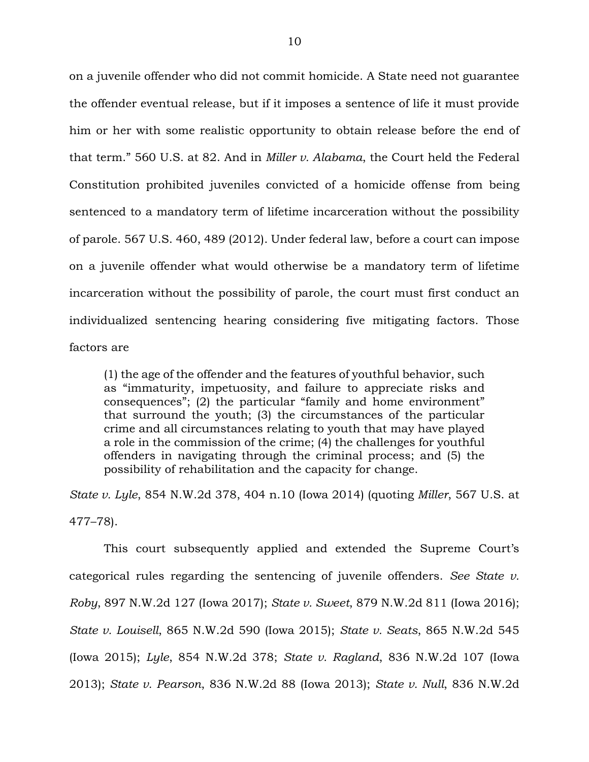on a juvenile offender who did not commit homicide. A State need not guarantee the offender eventual release, but if it imposes a sentence of life it must provide him or her with some realistic opportunity to obtain release before the end of that term." 560 U.S. at 82. And in *Miller v. Alabama*, the Court held the Federal Constitution prohibited juveniles convicted of a homicide offense from being sentenced to a mandatory term of lifetime incarceration without the possibility of parole. 567 U.S. 460, 489 (2012). Under federal law, before a court can impose on a juvenile offender what would otherwise be a mandatory term of lifetime incarceration without the possibility of parole, the court must first conduct an individualized sentencing hearing considering five mitigating factors. Those factors are

> (1) the age of the offender and the features of youthful behavior, such as "immaturity, impetuosity, and failure to appreciate risks and consequences"; (2) the particular "family and home environment" that surround the youth; (3) the circumstances of the particular crime and all circumstances relating to youth that may have played a role in the commission of the crime; (4) the challenges for youthful offenders in navigating through the criminal process; and (5) the possibility of rehabilitation and the capacity for change.

*State v. Lyle*, 854 N.W.2d 378, 404 n.10 (Iowa 2014) (quoting *Miller*, 567 U.S. at 477–78).

This court subsequently applied and extended the Supreme Court's categorical rules regarding the sentencing of juvenile offenders. *See State v. Roby*, 897 N.W.2d 127 (Iowa 2017); *State v. Sweet*, 879 N.W.2d 811 (Iowa 2016); *State v. Louisell*, 865 N.W.2d 590 (Iowa 2015); *State v. Seats*, 865 N.W.2d 545 (Iowa 2015); *Lyle*, 854 N.W.2d 378; *State v. Ragland*, 836 N.W.2d 107 (Iowa 2013); *State v. Pearson*, 836 N.W.2d 88 (Iowa 2013); *State v. Null*, 836 N.W.2d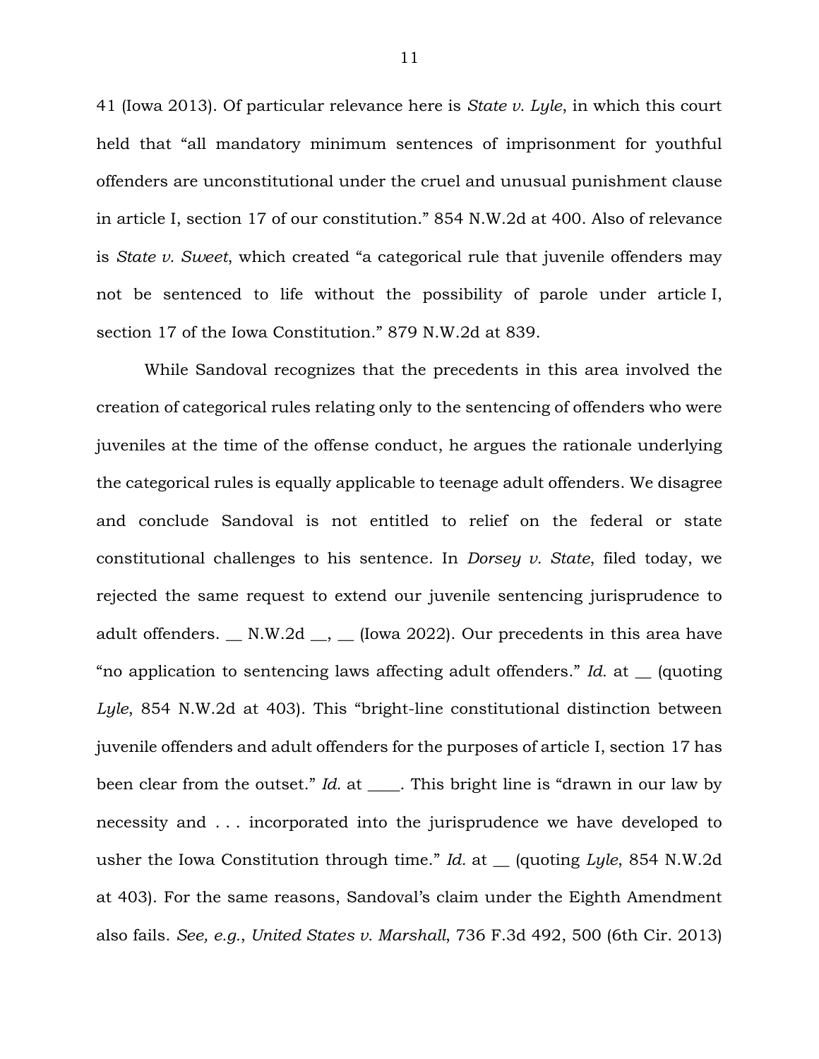41 (Iowa 2013). Of particular relevance here is *State v. Lyle*, in which this court held that "all mandatory minimum sentences of imprisonment for youthful offenders are unconstitutional under the cruel and unusual punishment clause in article I, section 17 of our constitution." 854 N.W.2d at 400. Also of relevance is *State v. Sweet*, which created "a categorical rule that juvenile offenders may not be sentenced to life without the possibility of parole under article I, section 17 of the Iowa Constitution." 879 N.W.2d at 839.

While Sandoval recognizes that the precedents in this area involved the creation of categorical rules relating only to the sentencing of offenders who were juveniles at the time of the offense conduct, he argues the rationale underlying the categorical rules is equally applicable to teenage adult offenders. We disagree and conclude Sandoval is not entitled to relief on the federal or state constitutional challenges to his sentence. In *Dorsey v. State*, filed today, we rejected the same request to extend our juvenile sentencing jurisprudence to adult offenders. __ N.W.2d __, __ (Iowa 2022). Our precedents in this area have "no application to sentencing laws affecting adult offenders." *Id.* at __ (quoting *Lyle*, 854 N.W.2d at 403). This "bright-line constitutional distinction between juvenile offenders and adult offenders for the purposes of article I, section 17 has been clear from the outset." *Id.* at ____. This bright line is "drawn in our law by necessity and . . . incorporated into the jurisprudence we have developed to usher the Iowa Constitution through time." *Id.* at __ (quoting *Lyle*, 854 N.W.2d at 403). For the same reasons, Sandoval's claim under the Eighth Amendment also fails. *See, e.g.*, *United States v. Marshall*, 736 F.3d 492, 500 (6th Cir. 2013)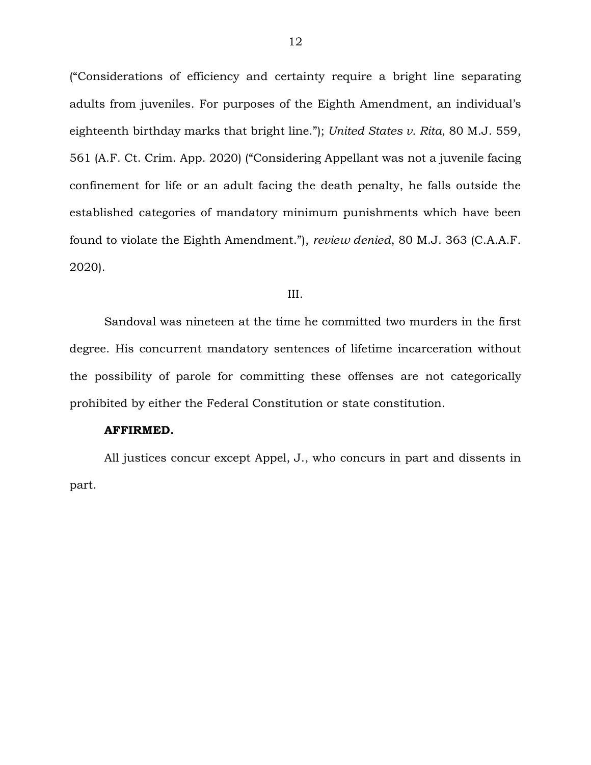("Considerations of efficiency and certainty require a bright line separating adults from juveniles. For purposes of the Eighth Amendment, an individual's eighteenth birthday marks that bright line."); *United States v. Rita*, 80 M.J. 559, 561 (A.F. Ct. Crim. App. 2020) ("Considering Appellant was not a juvenile facing confinement for life or an adult facing the death penalty, he falls outside the established categories of mandatory minimum punishments which have been found to violate the Eighth Amendment."), *review denied*, 80 M.J. 363 (C.A.A.F. 2020).

## III.

Sandoval was nineteen at the time he committed two murders in the first degree. His concurrent mandatory sentences of lifetime incarceration without the possibility of parole for committing these offenses are not categorically prohibited by either the Federal Constitution or state constitution.

**AFFIRMED.**

All justices concur except Appel, J., who concurs in part and dissents in part.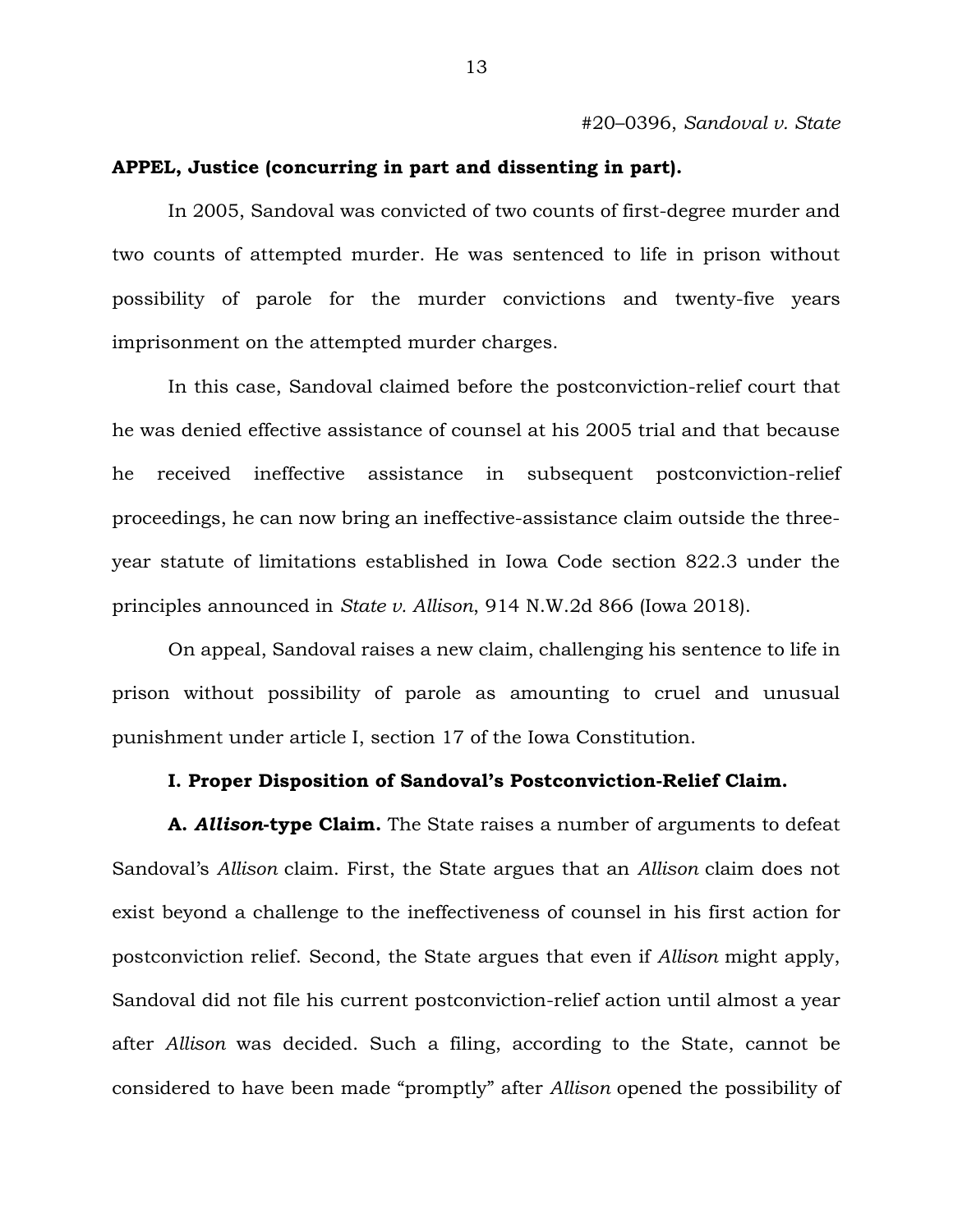**APPEL, Justice (concurring in part and dissenting in part).**

In 2005, Sandoval was convicted of two counts of first-degree murder and two counts of attempted murder. He was sentenced to life in prison without possibility of parole for the murder convictions and twenty-five years imprisonment on the attempted murder charges.

In this case, Sandoval claimed before the postconviction-relief court that he was denied effective assistance of counsel at his 2005 trial and that because he received ineffective assistance in subsequent postconviction-relief proceedings, he can now bring an ineffective-assistance claim outside the three-year statute of limitations established in Iowa Code section 822.3 under the principles announced in *State v. Allison*, 914 N.W.2d 866 (Iowa 2018).

On appeal, Sandoval raises a new claim, challenging his sentence to life in prison without possibility of parole as amounting to cruel and unusual punishment under article I, section 17 of the Iowa Constitution.

**I. Proper Disposition of Sandoval's Postconviction-Relief Claim.**

**A. *Allison*-type Claim.** The State raises a number of arguments to defeat Sandoval's *Allison* claim. First, the State argues that an *Allison* claim does not exist beyond a challenge to the ineffectiveness of counsel in his first action for postconviction relief. Second, the State argues that even if *Allison* might apply, Sandoval did not file his current postconviction-relief action until almost a year after *Allison* was decided. Such a filing, according to the State, cannot be considered to have been made "promptly" after *Allison* opened the possibility of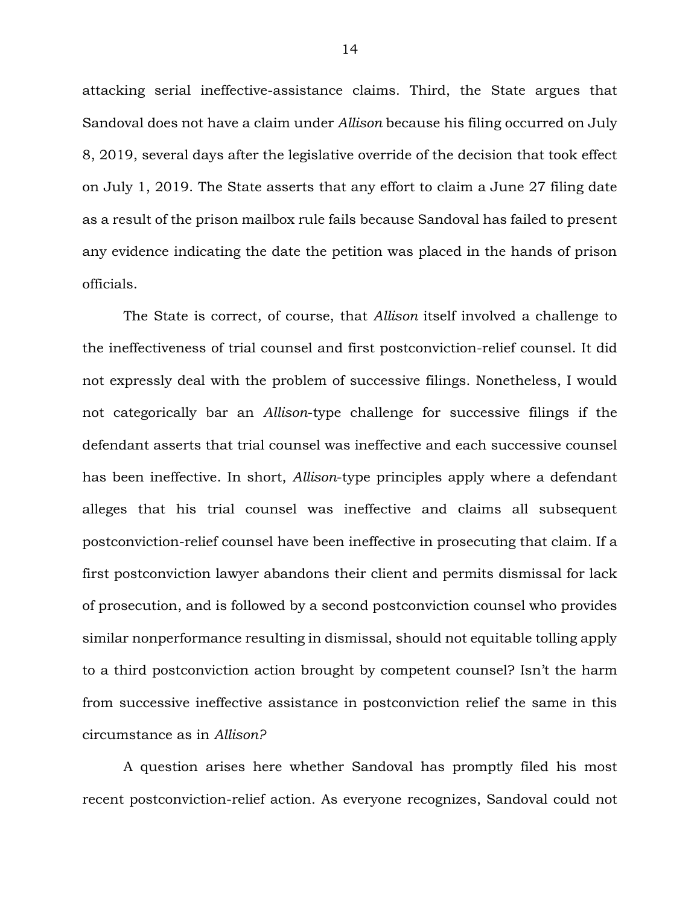attacking serial ineffective-assistance claims. Third, the State argues that Sandoval does not have a claim under *Allison* because his filing occurred on July 8, 2019, several days after the legislative override of the decision that took effect on July 1, 2019. The State asserts that any effort to claim a June 27 filing date as a result of the prison mailbox rule fails because Sandoval has failed to present any evidence indicating the date the petition was placed in the hands of prison officials.

The State is correct, of course, that *Allison* itself involved a challenge to the ineffectiveness of trial counsel and first postconviction-relief counsel. It did not expressly deal with the problem of successive filings. Nonetheless, I would not categorically bar an *Allison*-type challenge for successive filings if the defendant asserts that trial counsel was ineffective and each successive counsel has been ineffective. In short, *Allison*-type principles apply where a defendant alleges that his trial counsel was ineffective and claims all subsequent postconviction-relief counsel have been ineffective in prosecuting that claim. If a first postconviction lawyer abandons their client and permits dismissal for lack of prosecution, and is followed by a second postconviction counsel who provides similar nonperformance resulting in dismissal, should not equitable tolling apply to a third postconviction action brought by competent counsel? Isn't the harm from successive ineffective assistance in postconviction relief the same in this circumstance as in *Allison?*

A question arises here whether Sandoval has promptly filed his most recent postconviction-relief action. As everyone recognizes, Sandoval could not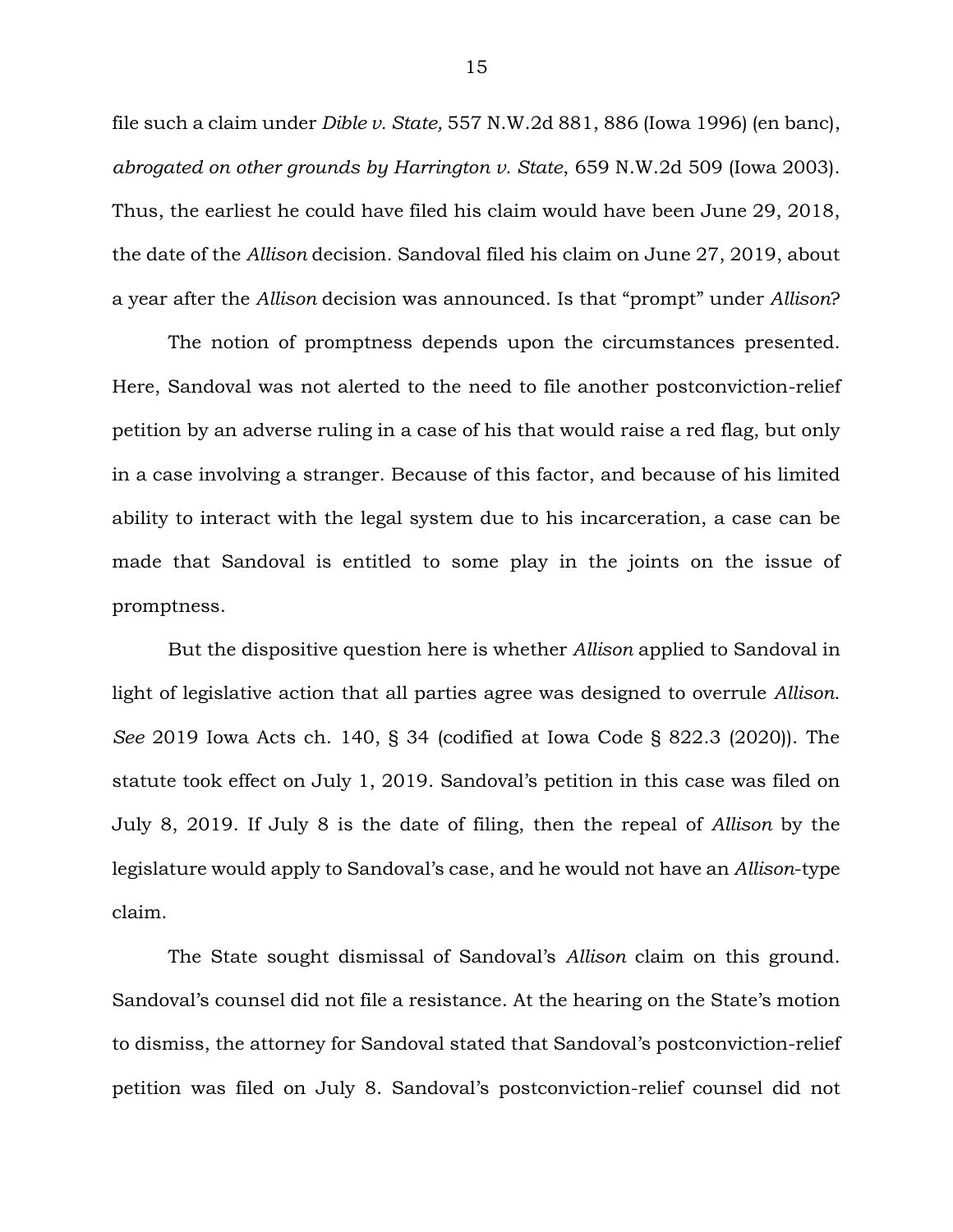file such a claim under *Dible v. State,* 557 N.W.2d 881, 886 (Iowa 1996) (en banc), *abrogated on other grounds by Harrington v. State*, 659 N.W.2d 509 (Iowa 2003). Thus, the earliest he could have filed his claim would have been June 29, 2018, the date of the *Allison* decision. Sandoval filed his claim on June 27, 2019, about a year after the *Allison* decision was announced. Is that "prompt" under *Allison*?

The notion of promptness depends upon the circumstances presented. Here, Sandoval was not alerted to the need to file another postconviction-relief petition by an adverse ruling in a case of his that would raise a red flag, but only in a case involving a stranger. Because of this factor, and because of his limited ability to interact with the legal system due to his incarceration, a case can be made that Sandoval is entitled to some play in the joints on the issue of promptness.

But the dispositive question here is whether *Allison* applied to Sandoval in light of legislative action that all parties agree was designed to overrule *Allison*. *See* 2019 Iowa Acts ch. 140, § 34 (codified at Iowa Code § 822.3 (2020)). The statute took effect on July 1, 2019. Sandoval's petition in this case was filed on July 8, 2019. If July 8 is the date of filing, then the repeal of *Allison* by the legislature would apply to Sandoval's case, and he would not have an *Allison*-type claim.

The State sought dismissal of Sandoval's *Allison* claim on this ground. Sandoval's counsel did not file a resistance. At the hearing on the State's motion to dismiss, the attorney for Sandoval stated that Sandoval's postconviction-relief petition was filed on July 8. Sandoval's postconviction-relief counsel did not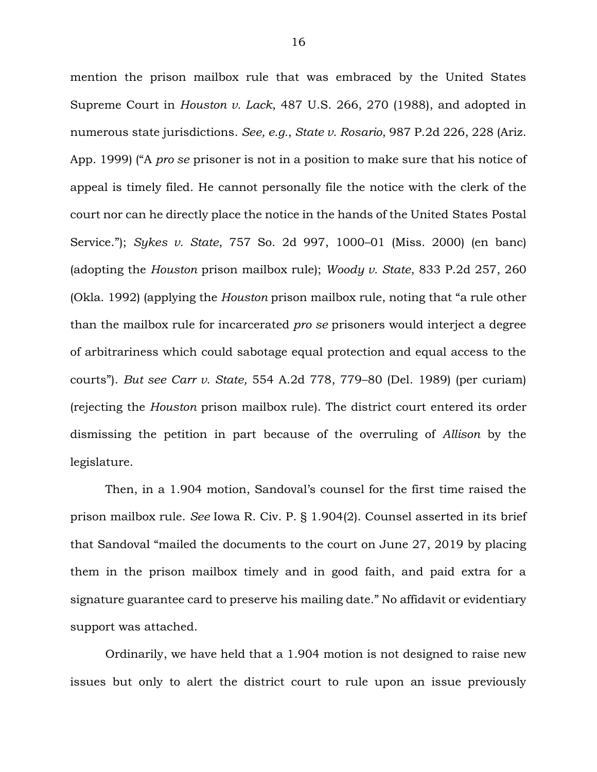mention the prison mailbox rule that was embraced by the United States Supreme Court in *Houston v. Lack*, 487 U.S. 266, 270 (1988), and adopted in numerous state jurisdictions. *See, e.g.*, *State v. Rosario*, 987 P.2d 226, 228 (Ariz. App. 1999) ("A *pro se* prisoner is not in a position to make sure that his notice of appeal is timely filed. He cannot personally file the notice with the clerk of the court nor can he directly place the notice in the hands of the United States Postal Service."); *Sykes v. State*, 757 So. 2d 997, 1000–01 (Miss. 2000) (en banc) (adopting the *Houston* prison mailbox rule); *Woody v. State*, 833 P.2d 257, 260 (Okla. 1992) (applying the *Houston* prison mailbox rule, noting that "a rule other than the mailbox rule for incarcerated *pro se* prisoners would interject a degree of arbitrariness which could sabotage equal protection and equal access to the courts"). *But see Carr v. State,* 554 A.2d 778, 779–80 (Del. 1989) (per curiam) (rejecting the *Houston* prison mailbox rule). The district court entered its order dismissing the petition in part because of the overruling of *Allison* by the legislature.

Then, in a 1.904 motion, Sandoval's counsel for the first time raised the prison mailbox rule. *See* Iowa R. Civ. P. § 1.904(2). Counsel asserted in its brief that Sandoval "mailed the documents to the court on June 27, 2019 by placing them in the prison mailbox timely and in good faith, and paid extra for a signature guarantee card to preserve his mailing date." No affidavit or evidentiary support was attached.

Ordinarily, we have held that a 1.904 motion is not designed to raise new issues but only to alert the district court to rule upon an issue previously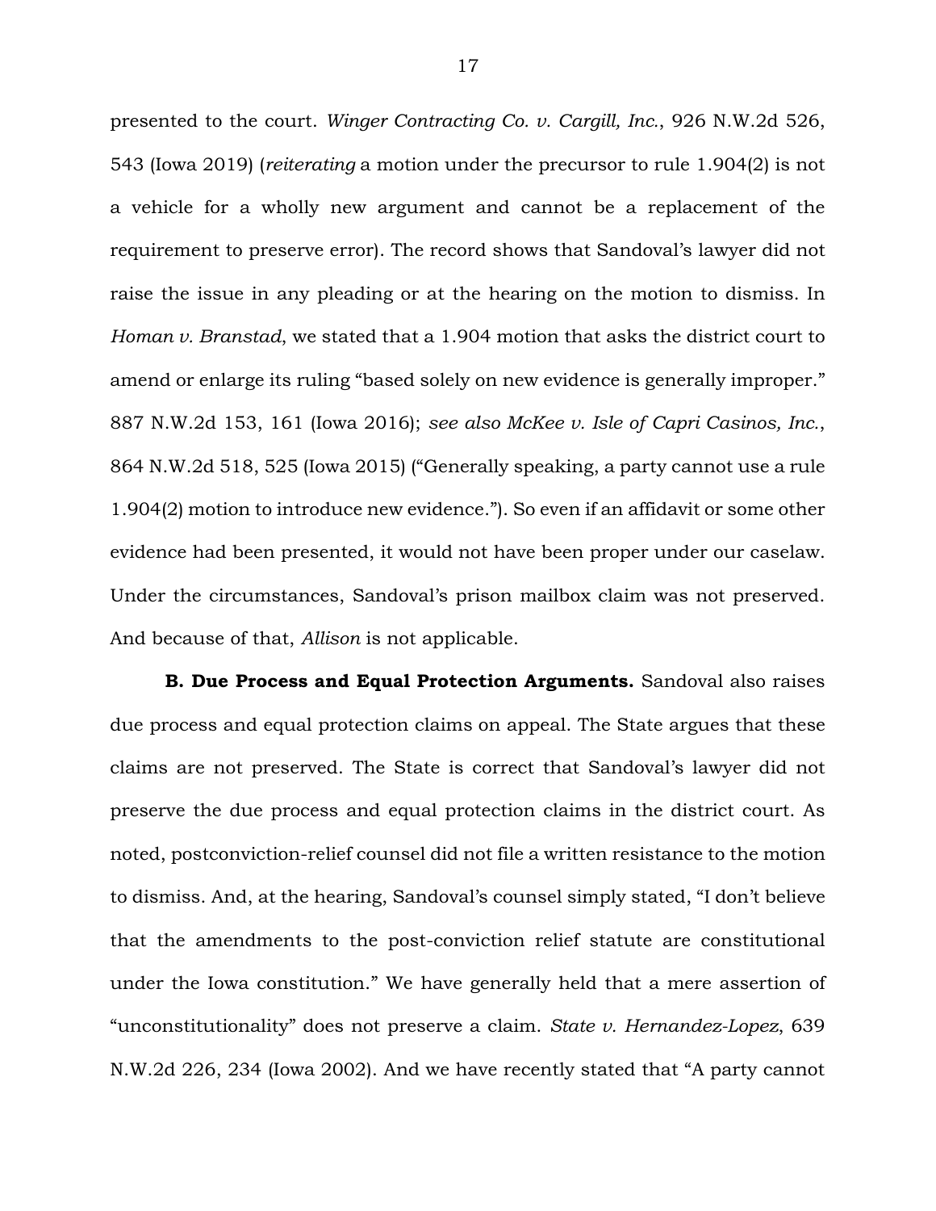presented to the court. *Winger Contracting Co. v. Cargill, Inc.*, 926 N.W.2d 526, 543 (Iowa 2019) (*reiterating* a motion under the precursor to rule 1.904(2) is not a vehicle for a wholly new argument and cannot be a replacement of the requirement to preserve error). The record shows that Sandoval's lawyer did not raise the issue in any pleading or at the hearing on the motion to dismiss. In *Homan v. Branstad*, we stated that a 1.904 motion that asks the district court to amend or enlarge its ruling "based solely on new evidence is generally improper." 887 N.W.2d 153, 161 (Iowa 2016); *see also McKee v. Isle of Capri Casinos, Inc.*, 864 N.W.2d 518, 525 (Iowa 2015) ("Generally speaking, a party cannot use a rule 1.904(2) motion to introduce new evidence."). So even if an affidavit or some other evidence had been presented, it would not have been proper under our caselaw. Under the circumstances, Sandoval's prison mailbox claim was not preserved. And because of that, *Allison* is not applicable.

**B. Due Process and Equal Protection Arguments.** Sandoval also raises due process and equal protection claims on appeal. The State argues that these claims are not preserved. The State is correct that Sandoval's lawyer did not preserve the due process and equal protection claims in the district court. As noted, postconviction-relief counsel did not file a written resistance to the motion to dismiss. And, at the hearing, Sandoval's counsel simply stated, "I don't believe that the amendments to the post-conviction relief statute are constitutional under the Iowa constitution." We have generally held that a mere assertion of "unconstitutionality" does not preserve a claim. *State v. Hernandez-Lopez*, 639 N.W.2d 226, 234 (Iowa 2002). And we have recently stated that "A party cannot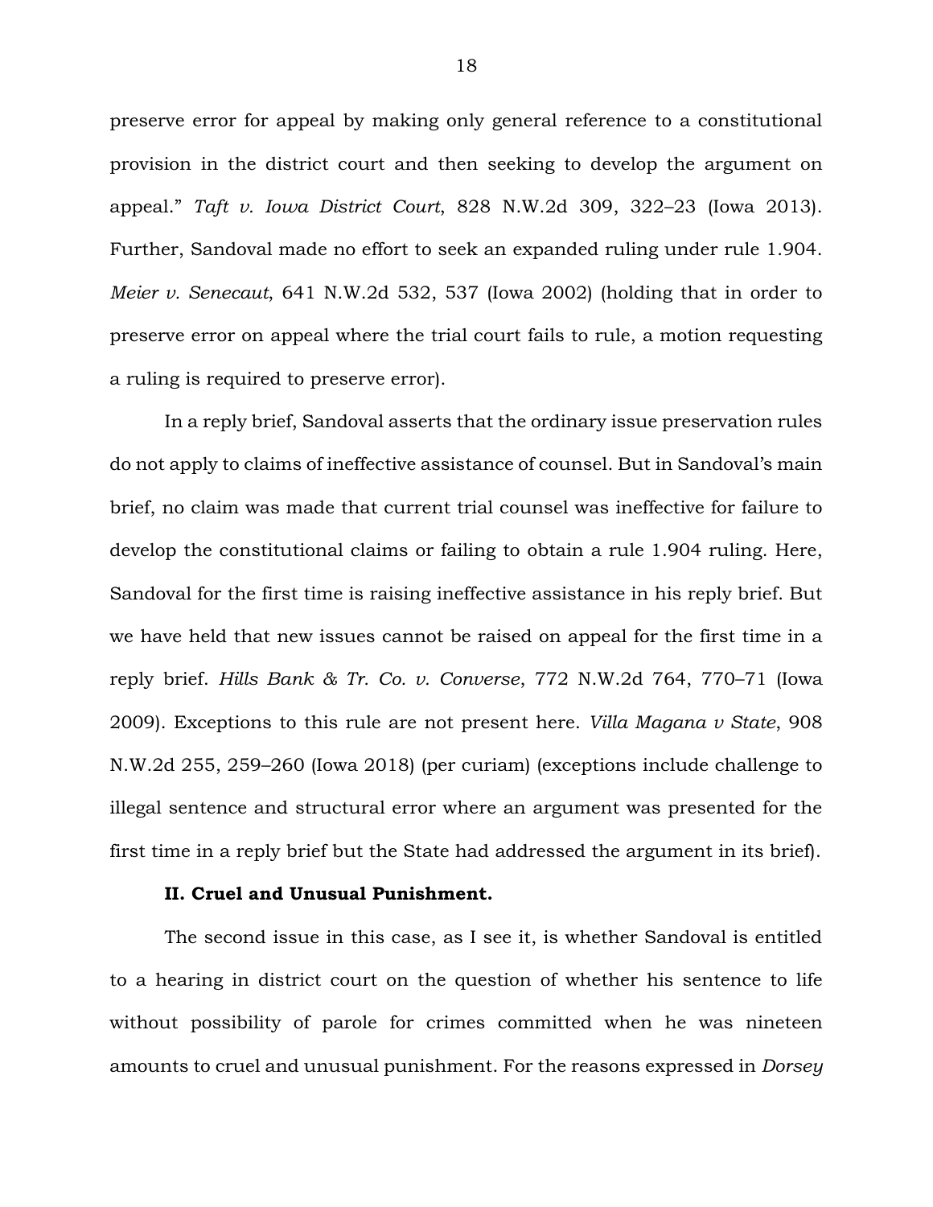preserve error for appeal by making only general reference to a constitutional provision in the district court and then seeking to develop the argument on appeal." *Taft v. Iowa District Court*, 828 N.W.2d 309, 322–23 (Iowa 2013). Further, Sandoval made no effort to seek an expanded ruling under rule 1.904. *Meier v. Senecaut*, 641 N.W.2d 532, 537 (Iowa 2002) (holding that in order to preserve error on appeal where the trial court fails to rule, a motion requesting a ruling is required to preserve error).

In a reply brief, Sandoval asserts that the ordinary issue preservation rules do not apply to claims of ineffective assistance of counsel. But in Sandoval's main brief, no claim was made that current trial counsel was ineffective for failure to develop the constitutional claims or failing to obtain a rule 1.904 ruling. Here, Sandoval for the first time is raising ineffective assistance in his reply brief. But we have held that new issues cannot be raised on appeal for the first time in a reply brief. *Hills Bank & Tr. Co. v. Converse*, 772 N.W.2d 764, 770–71 (Iowa 2009). Exceptions to this rule are not present here. *Villa Magana v State*, 908 N.W.2d 255, 259–260 (Iowa 2018) (per curiam) (exceptions include challenge to illegal sentence and structural error where an argument was presented for the first time in a reply brief but the State had addressed the argument in its brief).

**II. Cruel and Unusual Punishment.**

The second issue in this case, as I see it, is whether Sandoval is entitled to a hearing in district court on the question of whether his sentence to life without possibility of parole for crimes committed when he was nineteen amounts to cruel and unusual punishment. For the reasons expressed in *Dorsey*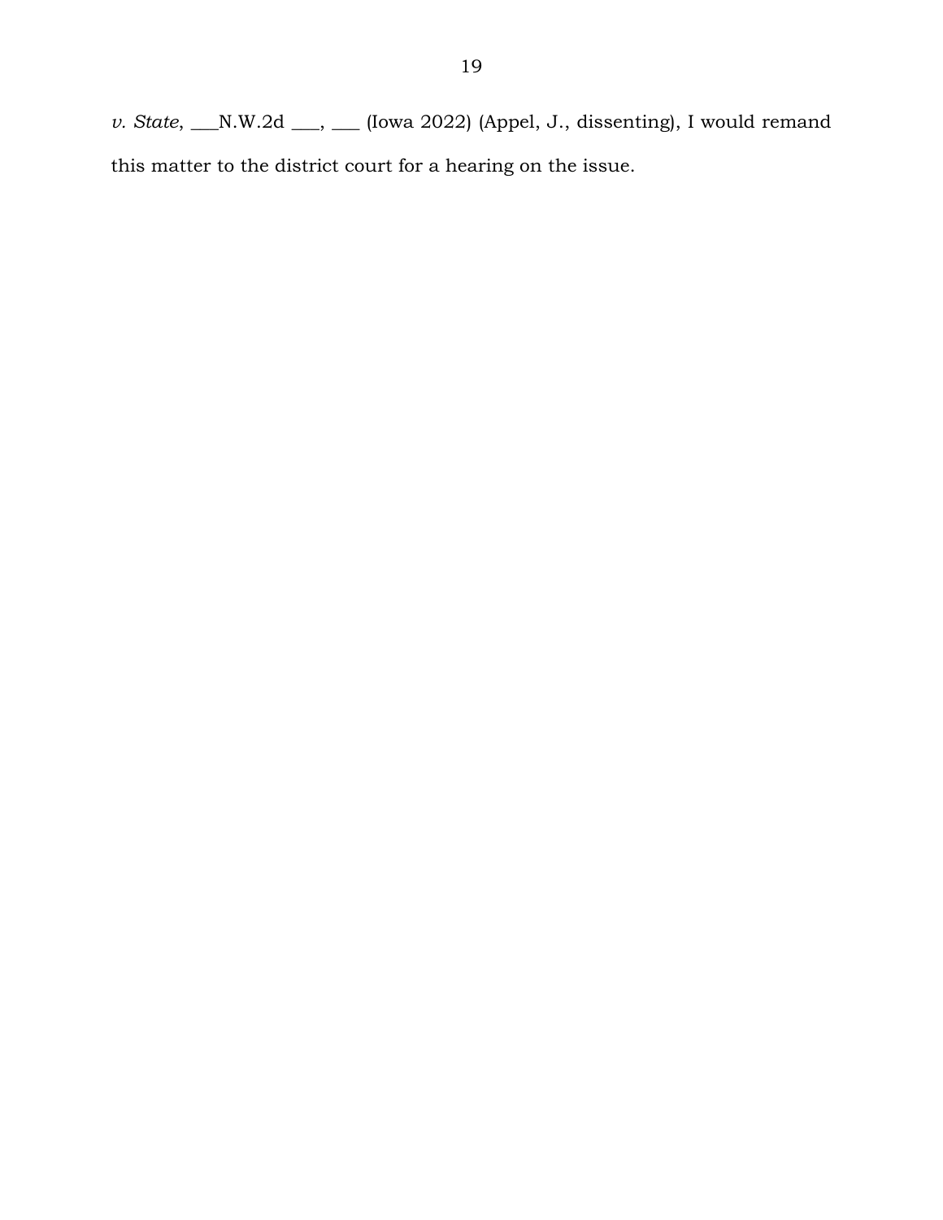*v. State*, ___N.W.2d ___, ___ (Iowa 2022) (Appel, J., dissenting), I would remand this matter to the district court for a hearing on the issue.